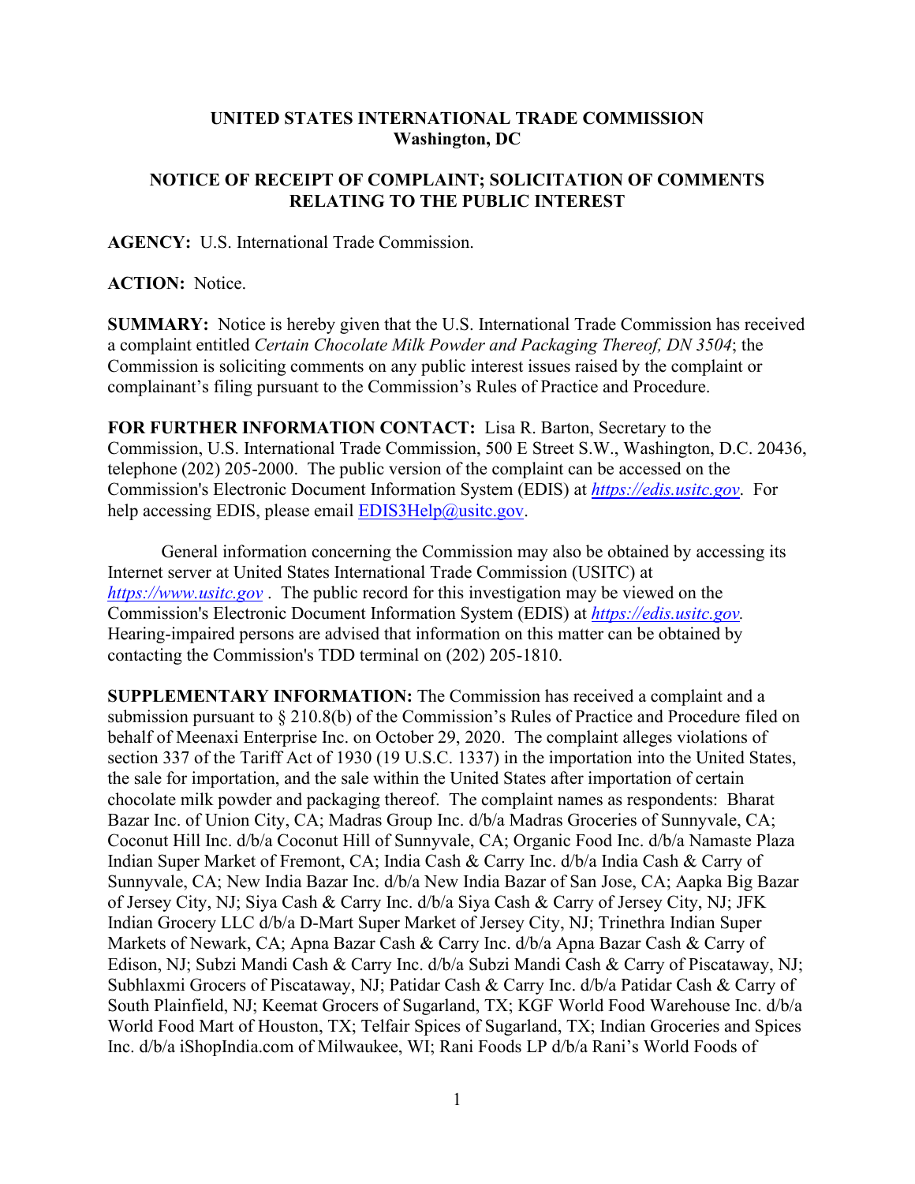**UNITED STATES INTERNATIONAL TRADE COMMISSION**
**Washington, DC**

**NOTICE OF RECEIPT OF COMPLAINT; SOLICITATION OF COMMENTS RELATING TO THE PUBLIC INTEREST**

**AGENCY:** U.S. International Trade Commission.

**ACTION:** Notice.

**SUMMARY:** Notice is hereby given that the U.S. International Trade Commission has received a complaint entitled *Certain Chocolate Milk Powder and Packaging Thereof, DN 3504*; the Commission is soliciting comments on any public interest issues raised by the complaint or complainant's filing pursuant to the Commission's Rules of Practice and Procedure.

**FOR FURTHER INFORMATION CONTACT:** Lisa R. Barton, Secretary to the Commission, U.S. International Trade Commission, 500 E Street S.W., Washington, D.C. 20436, telephone (202) 205-2000. The public version of the complaint can be accessed on the Commission's Electronic Document Information System (EDIS) at *https://edis.usitc.gov*. For help accessing EDIS, please email EDIS3Help@usitc.gov.

General information concerning the Commission may also be obtained by accessing its Internet server at United States International Trade Commission (USITC) at *https://www.usitc.gov* . The public record for this investigation may be viewed on the Commission's Electronic Document Information System (EDIS) at *https://edis.usitc.gov.* Hearing-impaired persons are advised that information on this matter can be obtained by contacting the Commission's TDD terminal on (202) 205-1810.

**SUPPLEMENTARY INFORMATION:** The Commission has received a complaint and a submission pursuant to § 210.8(b) of the Commission's Rules of Practice and Procedure filed on behalf of Meenaxi Enterprise Inc. on October 29, 2020. The complaint alleges violations of section 337 of the Tariff Act of 1930 (19 U.S.C. 1337) in the importation into the United States, the sale for importation, and the sale within the United States after importation of certain chocolate milk powder and packaging thereof. The complaint names as respondents: Bharat Bazar Inc. of Union City, CA; Madras Group Inc. d/b/a Madras Groceries of Sunnyvale, CA; Coconut Hill Inc. d/b/a Coconut Hill of Sunnyvale, CA; Organic Food Inc. d/b/a Namaste Plaza Indian Super Market of Fremont, CA; India Cash & Carry Inc. d/b/a India Cash & Carry of Sunnyvale, CA; New India Bazar Inc. d/b/a New India Bazar of San Jose, CA; Aapka Big Bazar of Jersey City, NJ; Siya Cash & Carry Inc. d/b/a Siya Cash & Carry of Jersey City, NJ; JFK Indian Grocery LLC d/b/a D-Mart Super Market of Jersey City, NJ; Trinethra Indian Super Markets of Newark, CA; Apna Bazar Cash & Carry Inc. d/b/a Apna Bazar Cash & Carry of Edison, NJ; Subzi Mandi Cash & Carry Inc. d/b/a Subzi Mandi Cash & Carry of Piscataway, NJ; Subhlaxmi Grocers of Piscataway, NJ; Patidar Cash & Carry Inc. d/b/a Patidar Cash & Carry of South Plainfield, NJ; Keemat Grocers of Sugarland, TX; KGF World Food Warehouse Inc. d/b/a World Food Mart of Houston, TX; Telfair Spices of Sugarland, TX; Indian Groceries and Spices Inc. d/b/a iShopIndia.com of Milwaukee, WI; Rani Foods LP d/b/a Rani's World Foods of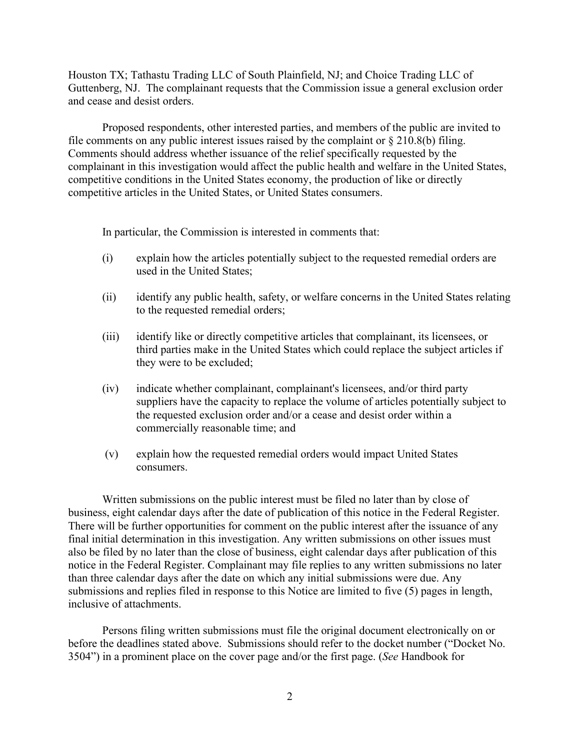Houston TX; Tathastu Trading LLC of South Plainfield, NJ; and Choice Trading LLC of Guttenberg, NJ. The complainant requests that the Commission issue a general exclusion order and cease and desist orders.

Proposed respondents, other interested parties, and members of the public are invited to file comments on any public interest issues raised by the complaint or § 210.8(b) filing. Comments should address whether issuance of the relief specifically requested by the complainant in this investigation would affect the public health and welfare in the United States, competitive conditions in the United States economy, the production of like or directly competitive articles in the United States, or United States consumers.

In particular, the Commission is interested in comments that:

(i) explain how the articles potentially subject to the requested remedial orders are used in the United States;

(ii) identify any public health, safety, or welfare concerns in the United States relating to the requested remedial orders;

(iii) identify like or directly competitive articles that complainant, its licensees, or third parties make in the United States which could replace the subject articles if they were to be excluded;

(iv) indicate whether complainant, complainant's licensees, and/or third party suppliers have the capacity to replace the volume of articles potentially subject to the requested exclusion order and/or a cease and desist order within a commercially reasonable time; and

(v) explain how the requested remedial orders would impact United States consumers.

Written submissions on the public interest must be filed no later than by close of business, eight calendar days after the date of publication of this notice in the Federal Register. There will be further opportunities for comment on the public interest after the issuance of any final initial determination in this investigation. Any written submissions on other issues must also be filed by no later than the close of business, eight calendar days after publication of this notice in the Federal Register. Complainant may file replies to any written submissions no later than three calendar days after the date on which any initial submissions were due. Any submissions and replies filed in response to this Notice are limited to five (5) pages in length, inclusive of attachments.

Persons filing written submissions must file the original document electronically on or before the deadlines stated above. Submissions should refer to the docket number ("Docket No. 3504") in a prominent place on the cover page and/or the first page. (*See* Handbook for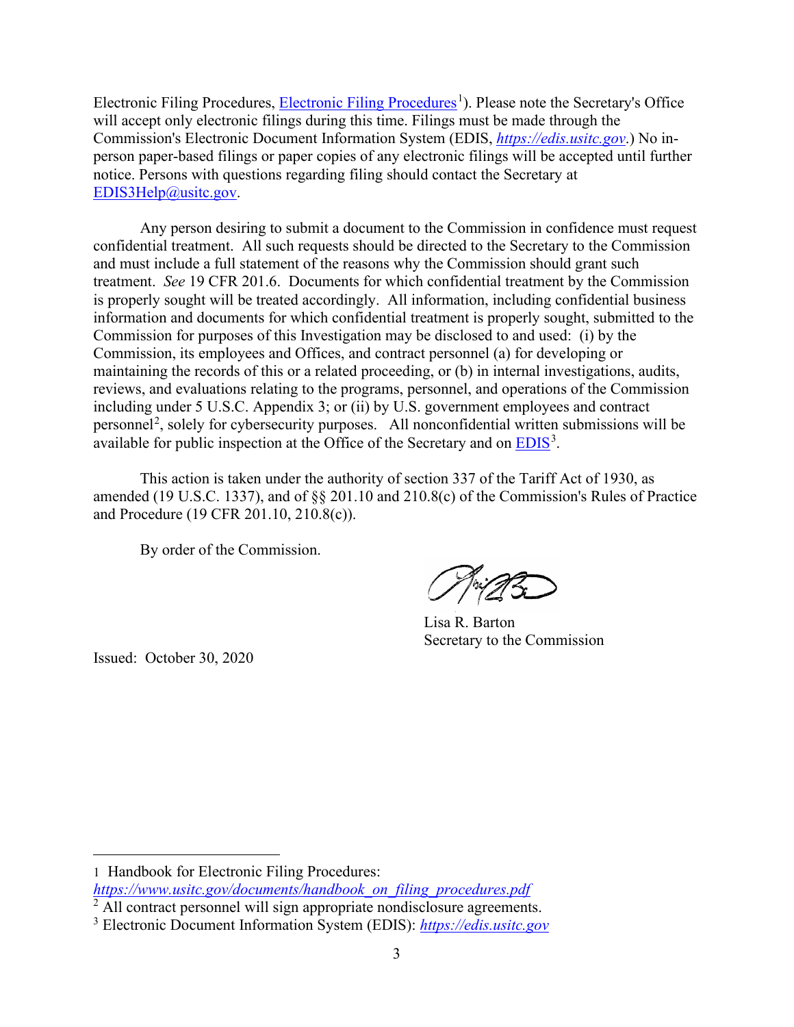Electronic Filing Procedures, [Electronic Filing Procedures][1]). Please note the Secretary's Office will accept only electronic filings during this time. Filings must be made through the Commission's Electronic Document Information System (EDIS, *https://edis.usitc.gov*.) No in-person paper-based filings or paper copies of any electronic filings will be accepted until further notice. Persons with questions regarding filing should contact the Secretary at EDIS3Help@usitc.gov.

Any person desiring to submit a document to the Commission in confidence must request confidential treatment. All such requests should be directed to the Secretary to the Commission and must include a full statement of the reasons why the Commission should grant such treatment. *See* 19 CFR 201.6. Documents for which confidential treatment by the Commission is properly sought will be treated accordingly. All information, including confidential business information and documents for which confidential treatment is properly sought, submitted to the Commission for purposes of this Investigation may be disclosed to and used: (i) by the Commission, its employees and Offices, and contract personnel (a) for developing or maintaining the records of this or a related proceeding, or (b) in internal investigations, audits, reviews, and evaluations relating to the programs, personnel, and operations of the Commission including under 5 U.S.C. Appendix 3; or (ii) by U.S. government employees and contract personnel[2], solely for cybersecurity purposes. All nonconfidential written submissions will be available for public inspection at the Office of the Secretary and on EDIS[3].

This action is taken under the authority of section 337 of the Tariff Act of 1930, as amended (19 U.S.C. 1337), and of §§ 201.10 and 210.8(c) of the Commission's Rules of Practice and Procedure (19 CFR 201.10, 210.8(c)).

By order of the Commission.

Lisa R. Barton
Secretary to the Commission

Issued: October 30, 2020

---

1 Handbook for Electronic Filing Procedures: *https://www.usitc.gov/documents/handbook_on_filing_procedures.pdf*

2 All contract personnel will sign appropriate nondisclosure agreements.

3 Electronic Document Information System (EDIS): *https://edis.usitc.gov*